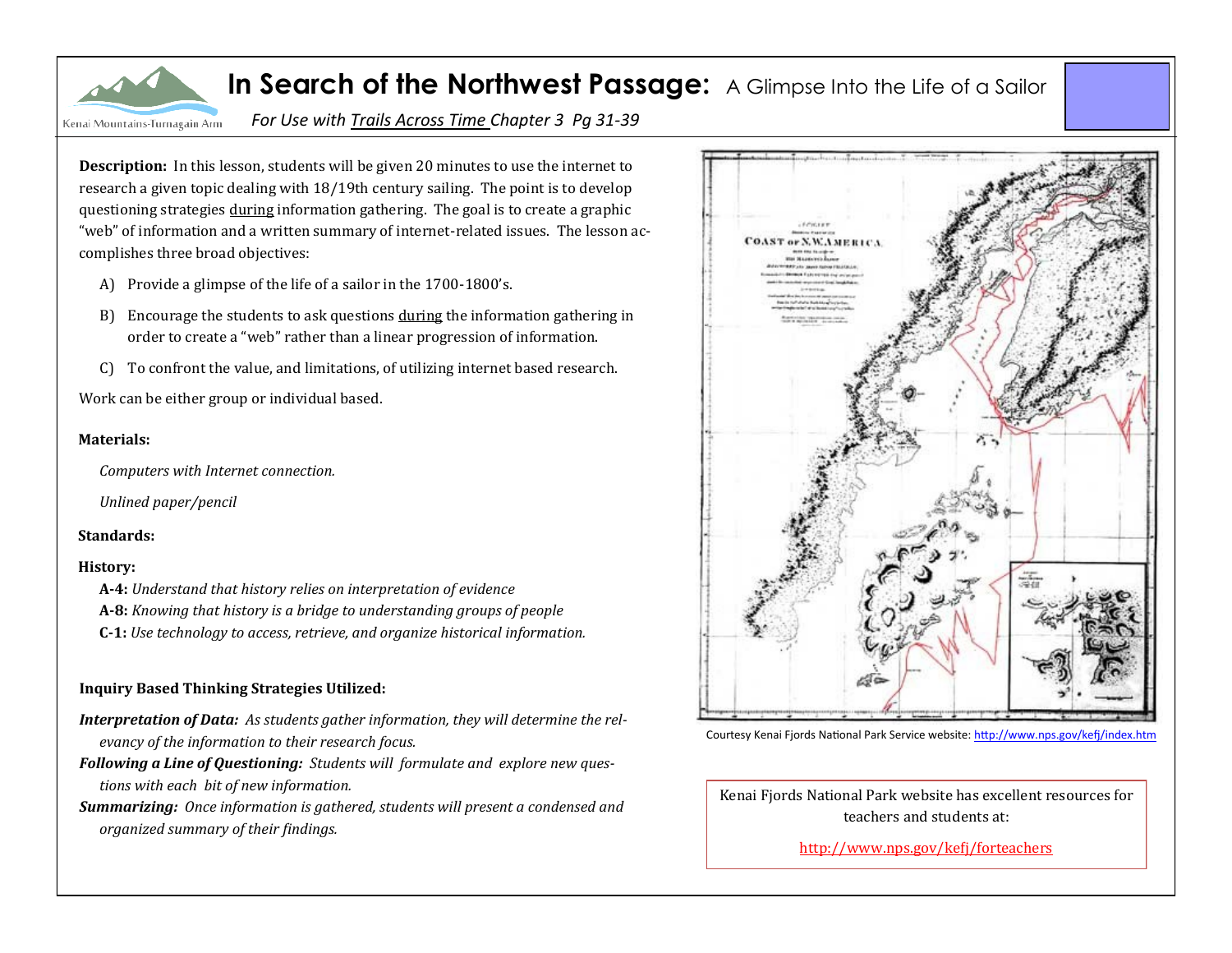# In Search of the Northwest Passage: A Glimpse Into the Life of a Sailor

*For Use with Trails Across Time Chapter 3 Pg 31-39*

**Description:** In this lesson, students will be given 20 minutes to use the internet to research a given topic dealing with 18/19th century sailing. The point is to develop questioning strategies during information gathering. The goal is to create a graphic "web" of information and a written summary of internet-related issues. The lesson accomplishes three broad objectives:

A) Provide a glimpse of the life of a sailor in the 1700-1800's.

B) Encourage the students to ask questions during the information gathering in order to create a "web" rather than a linear progression of information.

C) To confront the value, and limitations, of utilizing internet based research.

Work can be either group or individual based.

**Materials:**

*Computers with Internet connection.*

*Unlined paper/pencil*

**Standards:**

**History:**

**A-4:** *Understand that history relies on interpretation of evidence*
**A-8:** *Knowing that history is a bridge to understanding groups of people*
**C-1:** *Use technology to access, retrieve, and organize historical information.*

**Inquiry Based Thinking Strategies Utilized:**

***Interpretation of Data:*** *As students gather information, they will determine the relevancy of the information to their research focus.*
***Following a Line of Questioning:*** *Students will formulate and explore new questions with each bit of new information.*
***Summarizing:*** *Once information is gathered, students will present a condensed and organized summary of their findings.*

Courtesy Kenai Fjords National Park Service website: http://www.nps.gov/kefj/index.htm

Kenai Fjords National Park website has excellent resources for teachers and students at:

http://www.nps.gov/kefj/forteachers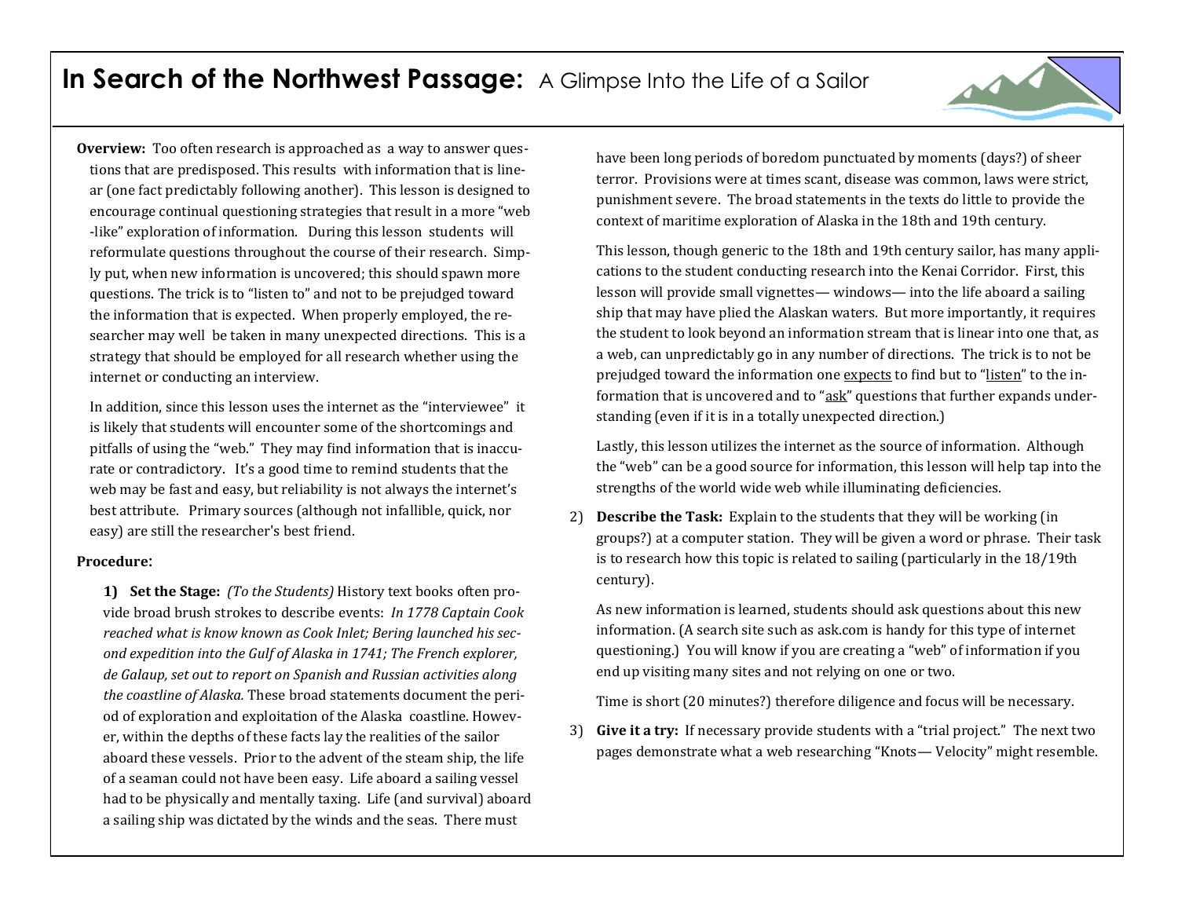# In Search of the Northwest Passage: A Glimpse Into the Life of a Sailor

**Overview:** Too often research is approached as a way to answer questions that are predisposed. This results with information that is linear (one fact predictably following another). This lesson is designed to encourage continual questioning strategies that result in a more "web-like" exploration of information. During this lesson students will reformulate questions throughout the course of their research. Simply put, when new information is uncovered; this should spawn more questions. The trick is to "listen to" and not to be prejudged toward the information that is expected. When properly employed, the researcher may well be taken in many unexpected directions. This is a strategy that should be employed for all research whether using the internet or conducting an interview.

In addition, since this lesson uses the internet as the "interviewee" it is likely that students will encounter some of the shortcomings and pitfalls of using the "web." They may find information that is inaccurate or contradictory. It's a good time to remind students that the web may be fast and easy, but reliability is not always the internet's best attribute. Primary sources (although not infallible, quick, nor easy) are still the researcher's best friend.

**Procedure:**

1) **Set the Stage:** *(To the Students)* History text books often provide broad brush strokes to describe events: *In 1778 Captain Cook reached what is know known as Cook Inlet; Bering launched his second expedition into the Gulf of Alaska in 1741; The French explorer, de Galaup, set out to report on Spanish and Russian activities along the coastline of Alaska.* These broad statements document the period of exploration and exploitation of the Alaska coastline. However, within the depths of these facts lay the realities of the sailor aboard these vessels. Prior to the advent of the steam ship, the life of a seaman could not have been easy. Life aboard a sailing vessel had to be physically and mentally taxing. Life (and survival) aboard a sailing ship was dictated by the winds and the seas. There must have been long periods of boredom punctuated by moments (days?) of sheer terror. Provisions were at times scant, disease was common, laws were strict, punishment severe. The broad statements in the texts do little to provide the context of maritime exploration of Alaska in the 18th and 19th century.

   This lesson, though generic to the 18th and 19th century sailor, has many applications to the student conducting research into the Kenai Corridor. First, this lesson will provide small vignettes— windows— into the life aboard a sailing ship that may have plied the Alaskan waters. But more importantly, it requires the student to look beyond an information stream that is linear into one that, as a web, can unpredictably go in any number of directions. The trick is to not be prejudged toward the information one <u>expects</u> to find but to "<u>listen</u>" to the information that is uncovered and to "<u>ask</u>" questions that further expands understanding (even if it is in a totally unexpected direction.)

   Lastly, this lesson utilizes the internet as the source of information. Although the "web" can be a good source for information, this lesson will help tap into the strengths of the world wide web while illuminating deficiencies.

2) **Describe the Task:** Explain to the students that they will be working (in groups?) at a computer station. They will be given a word or phrase. Their task is to research how this topic is related to sailing (particularly in the 18/19th century).

   As new information is learned, students should ask questions about this new information. (A search site such as ask.com is handy for this type of internet questioning.) You will know if you are creating a "web" of information if you end up visiting many sites and not relying on one or two.

   Time is short (20 minutes?) therefore diligence and focus will be necessary.

3) **Give it a try:** If necessary provide students with a "trial project." The next two pages demonstrate what a web researching "Knots— Velocity" might resemble.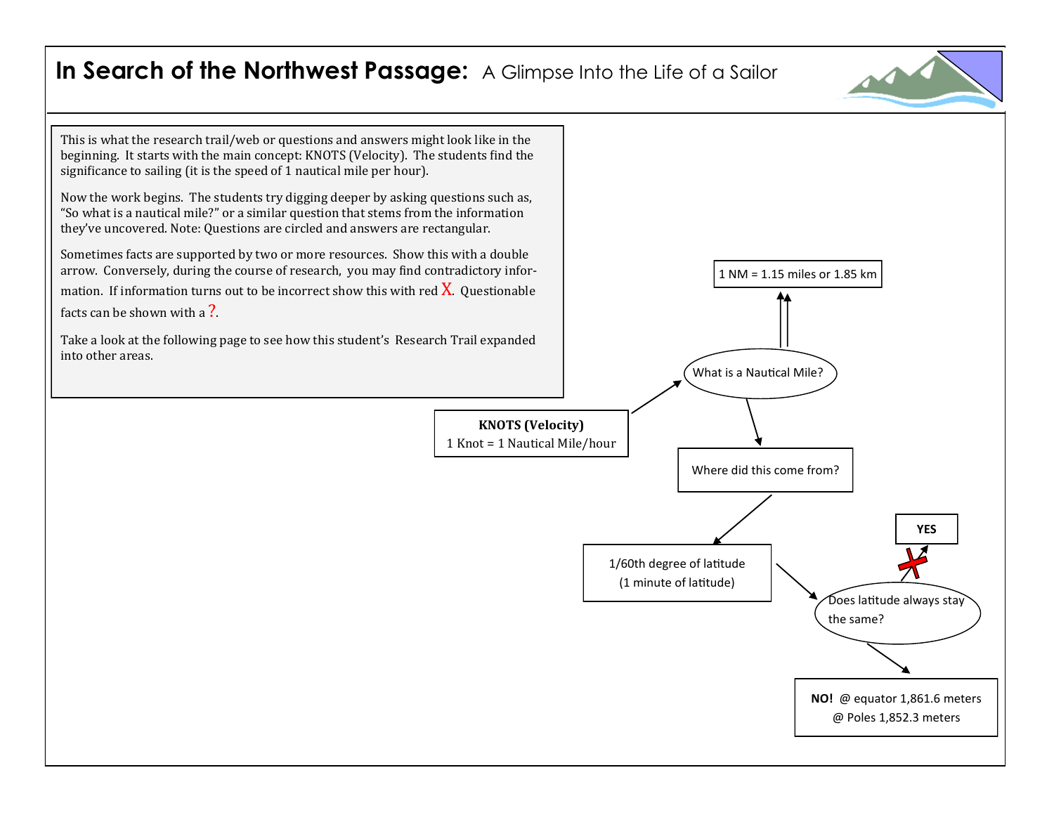# In Search of the Northwest Passage: A Glimpse Into the Life of a Sailor

This is what the research trail/web or questions and answers might look like in the beginning. It starts with the main concept: KNOTS (Velocity). The students find the significance to sailing (it is the speed of 1 nautical mile per hour).

Now the work begins. The students try digging deeper by asking questions such as, "So what is a nautical mile?" or a similar question that stems from the information they've uncovered. Note: Questions are circled and answers are rectangular.

Sometimes facts are supported by two or more resources. Show this with a double arrow. Conversely, during the course of research, you may find contradictory information. If information turns out to be incorrect show this with red X. Questionable facts can be shown with a ?.

Take a look at the following page to see how this student's Research Trail expanded into other areas.

1 NM = 1.15 miles or 1.85 km

What is a Nautical Mile?

**KNOTS (Velocity)**
1 Knot = 1 Nautical Mile/hour

Where did this come from?

**YES**

1/60th degree of latitude
(1 minute of latitude)

Does latitude always stay the same?

**NO!** @ equator 1,861.6 meters
@ Poles 1,852.3 meters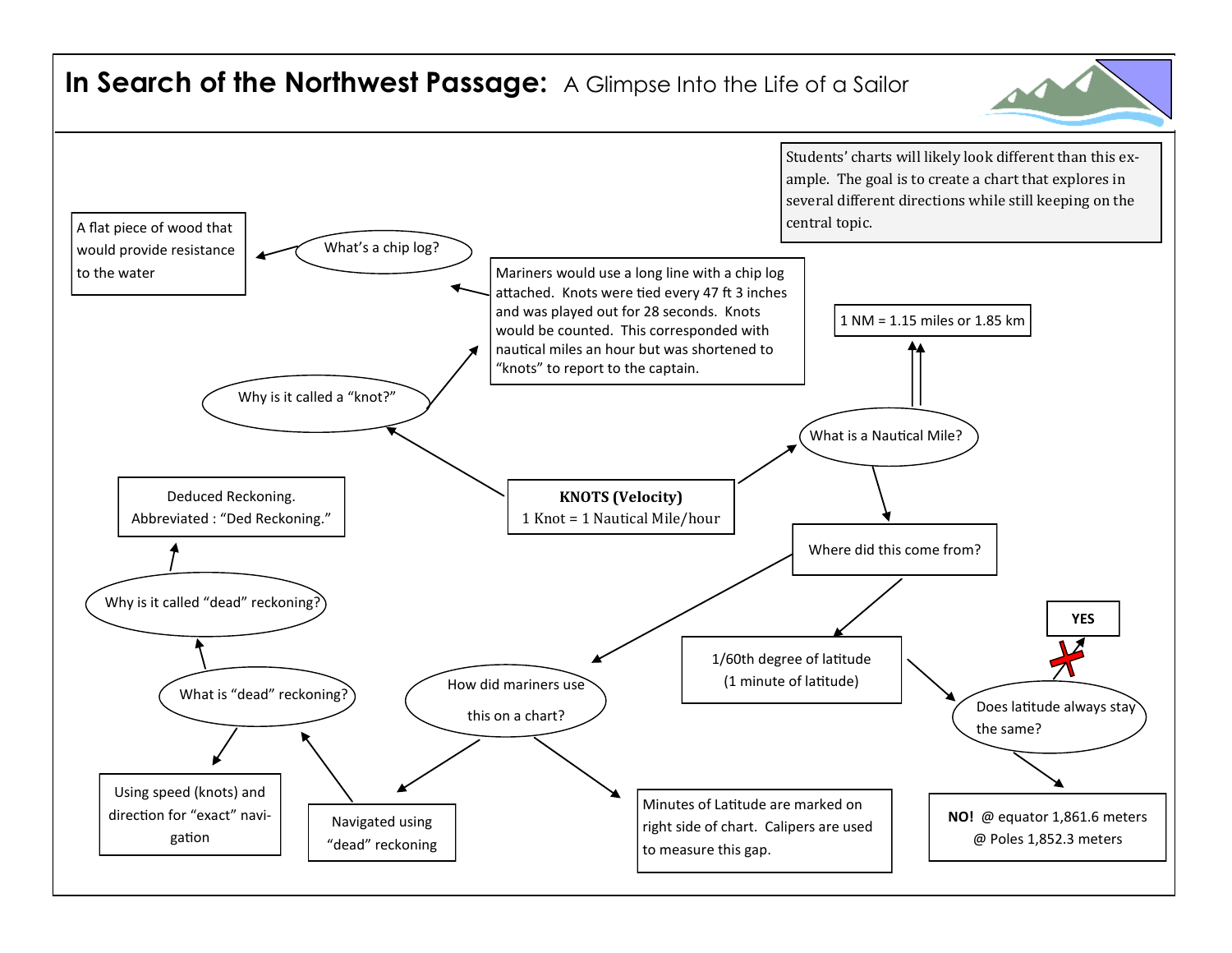# In Search of the Northwest Passage: A Glimpse Into the Life of a Sailor

Students' charts will likely look different than this example. The goal is to create a chart that explores in several different directions while still keeping on the central topic.

**KNOTS (Velocity)**
1 Knot = 1 Nautical Mile/hour

Why is it called a "knot?"

Mariners would use a long line with a chip log attached. Knots were tied every 47 ft 3 inches and was played out for 28 seconds. Knots would be counted. This corresponded with nautical miles an hour but was shortened to "knots" to report to the captain.

What's a chip log?

A flat piece of wood that would provide resistance to the water

What is a Nautical Mile?

1 NM = 1.15 miles or 1.85 km

Where did this come from?

1/60th degree of latitude (1 minute of latitude)

Does latitude always stay the same?

YES

**NO!** @ equator 1,861.6 meters @ Poles 1,852.3 meters

How did mariners use this on a chart?

Minutes of Latitude are marked on right side of chart. Calipers are used to measure this gap.

Navigated using "dead" reckoning

What is "dead" reckoning?

Using speed (knots) and direction for "exact" navigation

Why is it called "dead" reckoning?

Deduced Reckoning. Abbreviated : "Ded Reckoning."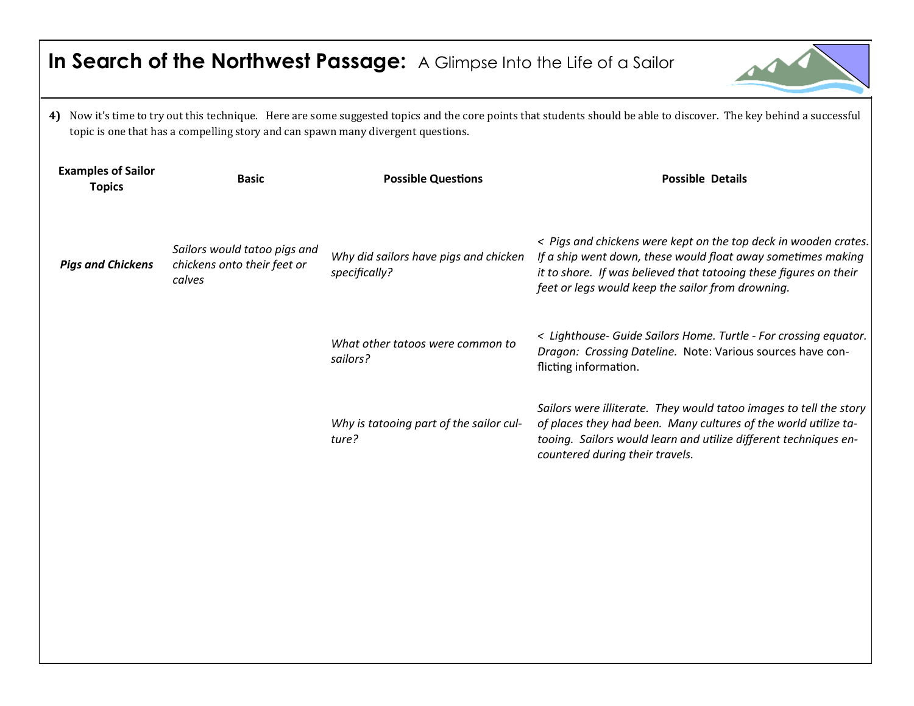# In Search of the Northwest Passage: A Glimpse Into the Life of a Sailor

**4)** Now it's time to try out this technique. Here are some suggested topics and the core points that students should be able to discover. The key behind a successful topic is one that has a compelling story and can spawn many divergent questions.

| Examples of Sailor Topics | Basic | Possible Questions | Possible Details |
|---|---|---|---|
| ***Pigs and Chickens*** | *Sailors would tatoo pigs and chickens onto their feet or calves* | *Why did sailors have pigs and chicken specifically?* | *< Pigs and chickens were kept on the top deck in wooden crates. If a ship went down, these would float away sometimes making it to shore. If was believed that tatooing these figures on their feet or legs would keep the sailor from drowning.* |
| | | *What other tatoos were common to sailors?* | *< Lighthouse- Guide Sailors Home. Turtle - For crossing equator. Dragon: Crossing Dateline.* Note: Various sources have conflicting information. |
| | | *Why is tatooing part of the sailor culture?* | *Sailors were illiterate. They would tatoo images to tell the story of places they had been. Many cultures of the world utilize tatooing. Sailors would learn and utilize different techniques encountered during their travels.* |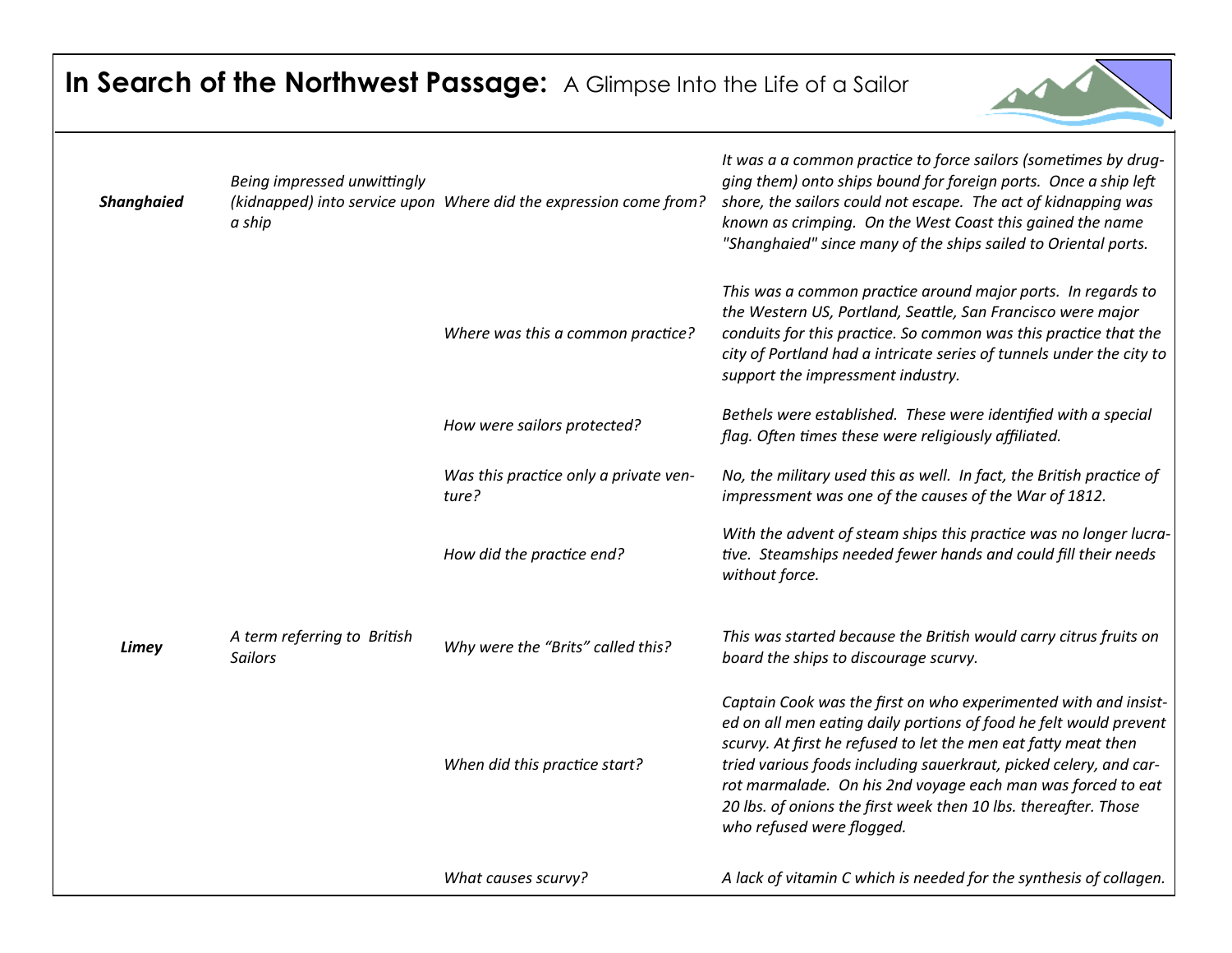# In Search of the Northwest Passage: A Glimpse Into the Life of a Sailor

| Term | Definition | Question | Answer |
|---|---|---|---|
| ***Shanghaied*** | *Being impressed unwittingly (kidnapped) into service upon a ship* | *Where did the expression come from?* | *It was a a common practice to force sailors (sometimes by drugging them) onto ships bound for foreign ports. Once a ship left shore, the sailors could not escape. The act of kidnapping was known as crimping. On the West Coast this gained the name "Shanghaied" since many of the ships sailed to Oriental ports.* |
| | | *Where was this a common practice?* | *This was a common practice around major ports. In regards to the Western US, Portland, Seattle, San Francisco were major conduits for this practice. So common was this practice that the city of Portland had a intricate series of tunnels under the city to support the impressment industry.* |
| | | *How were sailors protected?* | *Bethels were established. These were identified with a special flag. Often times these were religiously affiliated.* |
| | | *Was this practice only a private venture?* | *No, the military used this as well. In fact, the British practice of impressment was one of the causes of the War of 1812.* |
| | | *How did the practice end?* | *With the advent of steam ships this practice was no longer lucrative. Steamships needed fewer hands and could fill their needs without force.* |
| ***Limey*** | *A term referring to British Sailors* | *Why were the "Brits" called this?* | *This was started because the British would carry citrus fruits on board the ships to discourage scurvy.* |
| | | *When did this practice start?* | *Captain Cook was the first on who experimented with and insisted on all men eating daily portions of food he felt would prevent scurvy. At first he refused to let the men eat fatty meat then tried various foods including sauerkraut, picked celery, and carrot marmalade. On his 2nd voyage each man was forced to eat 20 lbs. of onions the first week then 10 lbs. thereafter. Those who refused were flogged.* |
| | | *What causes scurvy?* | *A lack of vitamin C which is needed for the synthesis of collagen.* |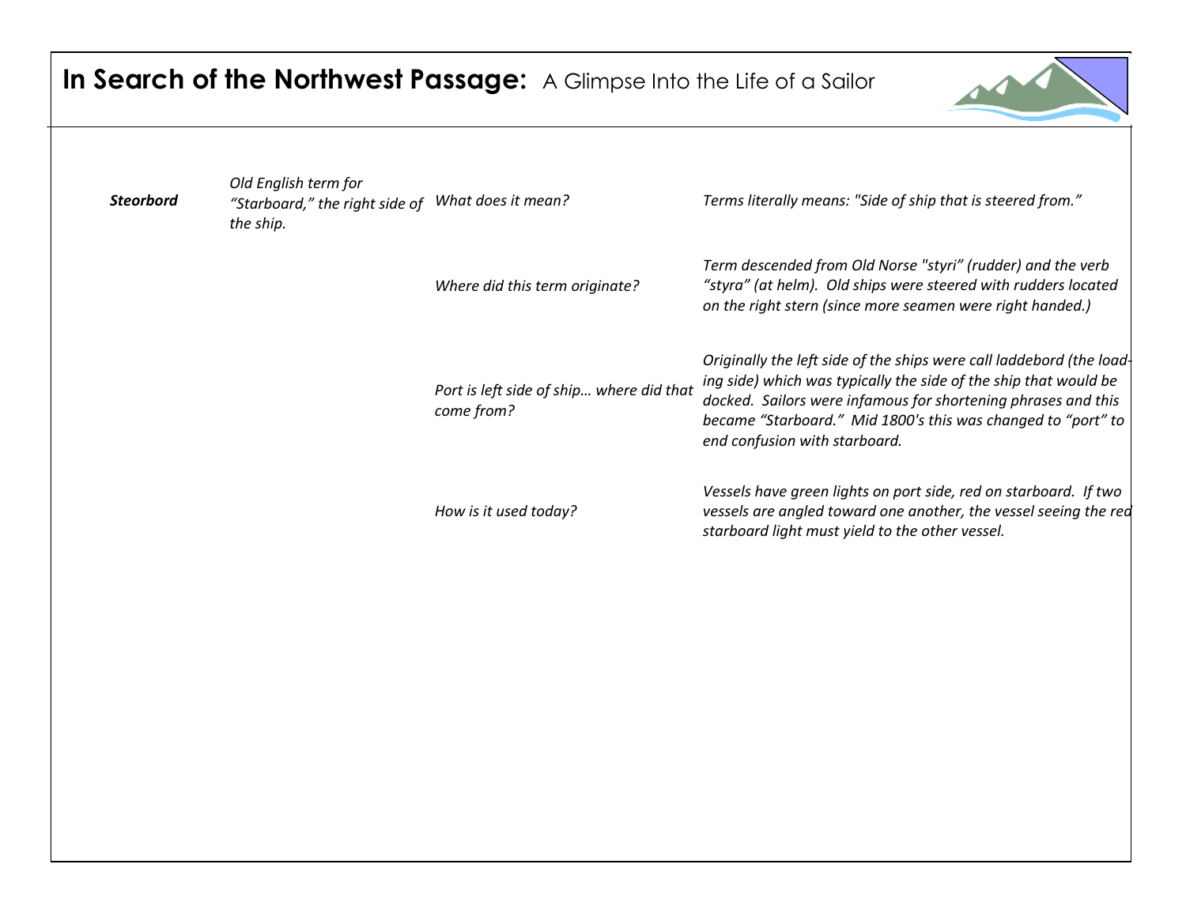# In Search of the Northwest Passage: A Glimpse Into the Life of a Sailor

| | | | |
|---|---|---|---|
| ***Steorbord*** | *Old English term for "Starboard," the right side of the ship.* | *What does it mean?* | *Terms literally means: "Side of ship that is steered from."* |
| | | *Where did this term originate?* | *Term descended from Old Norse "styri" (rudder) and the verb "styra" (at helm). Old ships were steered with rudders located on the right stern (since more seamen were right handed.)* |
| | | *Port is left side of ship… where did that come from?* | *Originally the left side of the ships were call laddebord (the loading side) which was typically the side of the ship that would be docked. Sailors were infamous for shortening phrases and this became "Starboard." Mid 1800's this was changed to "port" to end confusion with starboard.* |
| | | *How is it used today?* | *Vessels have green lights on port side, red on starboard. If two vessels are angled toward one another, the vessel seeing the red starboard light must yield to the other vessel.* |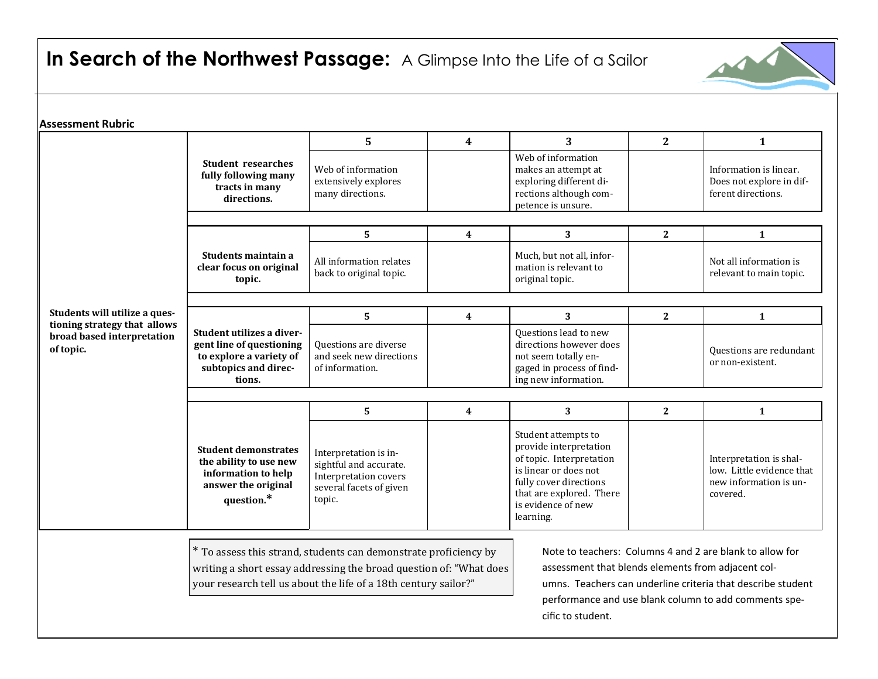# In Search of the Northwest Passage: A Glimpse Into the Life of a Sailor

**Assessment Rubric**

| | | 5 | 4 | 3 | 2 | 1 |
|---|---|---|---|---|---|---|
| **Students will utilize a questioning strategy that allows broad based interpretation of topic.** | **Student researches fully following many tracts in many directions.** | Web of information extensively explores many directions. | | Web of information makes an attempt at exploring different directions although competence is unsure. | | Information is linear. Does not explore in different directions. |
| | **Students maintain a clear focus on original topic.** | All information relates back to original topic. | | Much, but not all, information is relevant to original topic. | | Not all information is relevant to main topic. |
| | **Student utilizes a divergent line of questioning to explore a variety of subtopics and directions.** | Questions are diverse and seek new directions of information. | | Questions lead to new directions however does not seem totally engaged in process of finding new information. | | Questions are redundant or non-existent. |
| | **Student demonstrates the ability to use new information to help answer the original question.*** | Interpretation is insightful and accurate. Interpretation covers several facets of given topic. | | Student attempts to provide interpretation of topic. Interpretation is linear or does not fully cover directions that are explored. There is evidence of new learning. | | Interpretation is shallow. Little evidence that new information is uncovered. |

* To assess this strand, students can demonstrate proficiency by writing a short essay addressing the broad question of: "What does your research tell us about the life of a 18th century sailor?"

Note to teachers: Columns 4 and 2 are blank to allow for assessment that blends elements from adjacent columns. Teachers can underline criteria that describe student performance and use blank column to add comments specific to student.